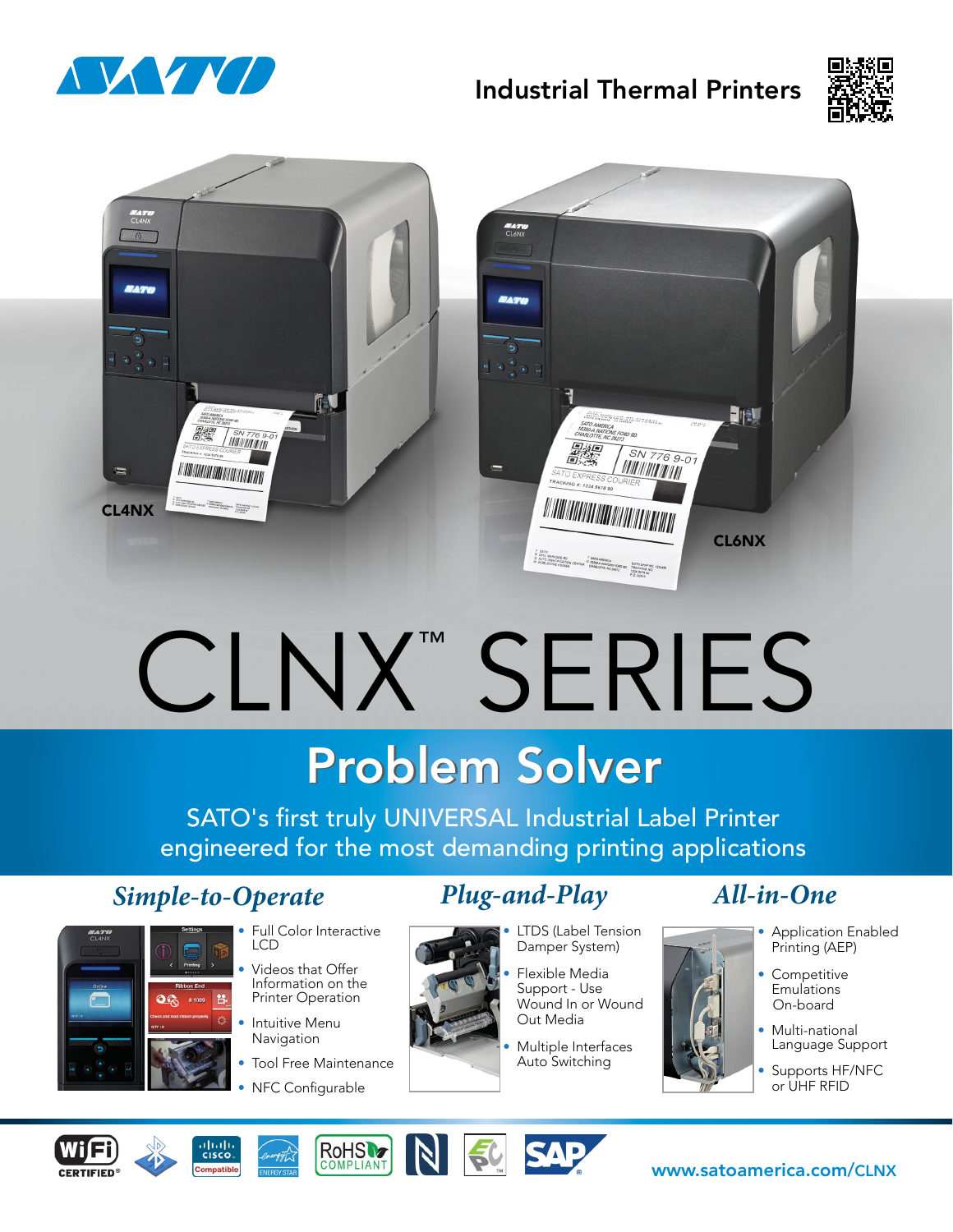Industrial Thermal Printers

CL4NX

CL6NX

# CLNX™ SERIES

## Problem Solver

SATO's first truly UNIVERSAL Industrial Label Printer engineered for the most demanding printing applications

### *Simple-to-Operate*

- Full Color Interactive LCD
- Videos that Offer Information on the Printer Operation
- Intuitive Menu Navigation
- Tool Free Maintenance
- NFC Configurable

### *Plug-and-Play*

- LTDS (Label Tension Damper System)
- Flexible Media Support - Use Wound In or Wound Out Media
- Multiple Interfaces Auto Switching

### *All-in-One*

- Application Enabled Printing (AEP)
- Competitive Emulations On-board
- Multi-national Language Support
- Supports HF/NFC or UHF RFID

www.satoamerica.com/CLNX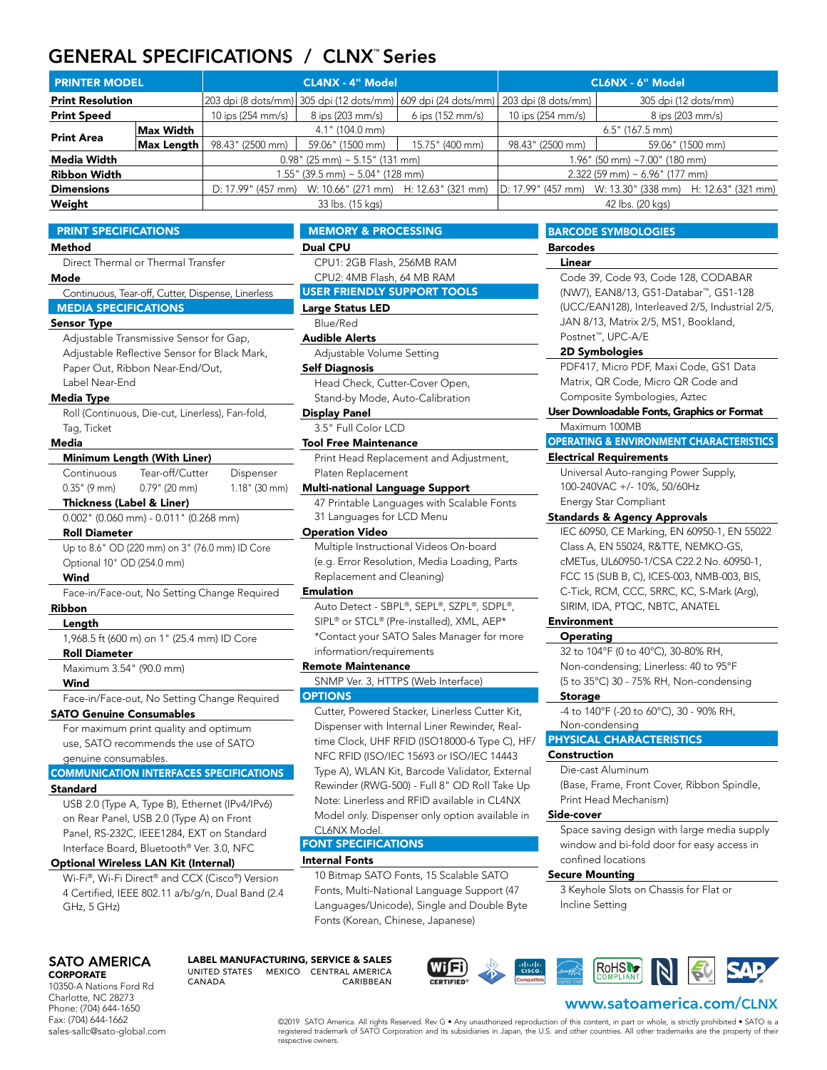# GENERAL SPECIFICATIONS / CLNX™ Series

| PRINTER MODEL | | CL4NX - 4" Model | | | CL6NX - 6" Model | |
|---|---|---|---|---|---|---|
| Print Resolution | | 203 dpi (8 dots/mm) | 305 dpi (12 dots/mm) | 609 dpi (24 dots/mm) | 203 dpi (8 dots/mm) | 305 dpi (12 dots/mm) |
| Print Speed | | 10 ips (254 mm/s) | 8 ips (203 mm/s) | 6 ips (152 mm/s) | 10 ips (254 mm/s) | 8 ips (203 mm/s) |
| Print Area | Max Width | 4.1" (104.0 mm) | | | 6.5" (167.5 mm) | |
| | Max Length | 98.43" (2500 mm) | 59.06" (1500 mm) | 15.75" (400 mm) | 98.43" (2500 mm) | 59.06" (1500 mm) |
| Media Width | | 0.98" (25 mm) ~ 5.15" (131 mm) | | | 1.96" (50 mm) ~7.00" (180 mm) | |
| Ribbon Width | | 1.55" (39.5 mm) ~ 5.04" (128 mm) | | | 2.322 (59 mm) ~ 6.96" (177 mm) | |
| Dimensions | | D: 17.99" (457 mm) | W: 10.66" (271 mm) | H: 12.63" (321 mm) | D: 17.99" (457 mm) | W: 13.30" (338 mm) H: 12.63" (321 mm) |
| Weight | | 33 lbs. (15 kgs) | | | 42 lbs. (20 kgs) | |

## PRINT SPECIFICATIONS

**Method**

Direct Thermal or Thermal Transfer

**Mode**

Continuous, Tear-off, Cutter, Dispense, Linerless

## MEDIA SPECIFICATIONS

**Sensor Type**

Adjustable Transmissive Sensor for Gap, Adjustable Reflective Sensor for Black Mark, Paper Out, Ribbon Near-End/Out, Label Near-End

**Media Type**

Roll (Continuous, Die-cut, Linerless), Fan-fold, Tag, Ticket

**Media**

**Minimum Length (With Liner)**

| Continuous | Tear-off/Cutter | Dispenser |
|---|---|---|
| 0.35" (9 mm) | 0.79" (20 mm) | 1.18" (30 mm) |

**Thickness (Label & Liner)**

0.002" (0.060 mm) - 0.011" (0.268 mm)

**Roll Diameter**

Up to 8.6" OD (220 mm) on 3" (76.0 mm) ID Core
Optional 10" OD (254.0 mm)

**Wind**

Face-in/Face-out, No Setting Change Required

**Ribbon**

**Length**

1,968.5 ft (600 m) on 1" (25.4 mm) ID Core

**Roll Diameter**

Maximum 3.54" (90.0 mm)

**Wind**

Face-in/Face-out, No Setting Change Required

**SATO Genuine Consumables**

For maximum print quality and optimum use, SATO recommends the use of SATO genuine consumables.

## COMMUNICATION INTERFACES SPECIFICATIONS

**Standard**

USB 2.0 (Type A, Type B), Ethernet (IPv4/IPv6) on Rear Panel, USB 2.0 (Type A) on Front Panel, RS-232C, IEEE1284, EXT on Standard Interface Board, Bluetooth® Ver. 3.0, NFC

**Optional Wireless LAN Kit (Internal)**

Wi-Fi®, Wi-Fi Direct® and CCX (Cisco®) Version 4 Certified, IEEE 802.11 a/b/g/n, Dual Band (2.4 GHz, 5 GHz)

## MEMORY & PROCESSING

**Dual CPU**

CPU1: 2GB Flash, 256MB RAM
CPU2: 4MB Flash, 64 MB RAM

## USER FRIENDLY SUPPORT TOOLS

**Large Status LED**

Blue/Red

**Audible Alerts**

Adjustable Volume Setting

**Self Diagnosis**

Head Check, Cutter-Cover Open, Stand-by Mode, Auto-Calibration

**Display Panel**

3.5" Full Color LCD

**Tool Free Maintenance**

Print Head Replacement and Adjustment, Platen Replacement

**Multi-national Language Support**

47 Printable Languages with Scalable Fonts
31 Languages for LCD Menu

**Operation Video**

Multiple Instructional Videos On-board (e.g. Error Resolution, Media Loading, Parts Replacement and Cleaning)

**Emulation**

Auto Detect - SBPL®, SEPL®, SZPL®, SDPL®, SIPL® or STCL® (Pre-installed), XML, AEP*
*Contact your SATO Sales Manager for more information/requirements

**Remote Maintenance**

SNMP Ver. 3, HTTPS (Web Interface)

## OPTIONS

Cutter, Powered Stacker, Linerless Cutter Kit, Dispenser with Internal Liner Rewinder, Real-time Clock, UHF RFID (ISO18000-6 Type C), HF/NFC RFID (ISO/IEC 15693 or ISO/IEC 14443 Type A), WLAN Kit, Barcode Validator, External Rewinder (RWG-500) - Full 8" OD Roll Take Up
Note: Linerless and RFID available in CL4NX Model only. Dispenser only option available in CL6NX Model.

## FONT SPECIFICATIONS

**Internal Fonts**

10 Bitmap SATO Fonts, 15 Scalable SATO Fonts, Multi-National Language Support (47 Languages/Unicode), Single and Double Byte Fonts (Korean, Chinese, Japanese)

## BARCODE SYMBOLOGIES

**Barcodes**

**Linear**

Code 39, Code 93, Code 128, CODABAR (NW7), EAN8/13, GS1-Databar™, GS1-128 (UCC/EAN128), Interleaved 2/5, Industrial 2/5, JAN 8/13, Matrix 2/5, MS1, Bookland, Postnet™, UPC-A/E

**2D Symbologies**

PDF417, Micro PDF, Maxi Code, GS1 Data Matrix, QR Code, Micro QR Code and Composite Symbologies, Aztec

**User Downloadable Fonts, Graphics or Format**

Maximum 100MB

## OPERATING & ENVIRONMENT CHARACTERISTICS

**Electrical Requirements**

Universal Auto-ranging Power Supply, 100-240VAC +/- 10%, 50/60Hz
Energy Star Compliant

**Standards & Agency Approvals**

IEC 60950, CE Marking, EN 60950-1, EN 55022 Class A, EN 55024, R&TTE, NEMKO-GS, cMETus, UL60950-1/CSA C22.2 No. 60950-1, FCC 15 (SUB B, C), ICES-003, NMB-003, BIS, C-Tick, RCM, CCC, SRRC, KC, S-Mark (Arg), SIRIM, IDA, PTQC, NBTC, ANATEL

**Environment**

**Operating**

32 to 104°F (0 to 40°C), 30-80% RH, Non-condensing; Linerless: 40 to 95°F (5 to 35°C) 30 - 75% RH, Non-condensing

**Storage**

-4 to 140°F (-20 to 60°C), 30 - 90% RH, Non-condensing

## PHYSICAL CHARACTERISTICS

**Construction**

Die-cast Aluminum (Base, Frame, Front Cover, Ribbon Spindle, Print Head Mechanism)

**Side-cover**

Space saving design with large media supply window and bi-fold door for easy access in confined locations

**Secure Mounting**

3 Keyhole Slots on Chassis for Flat or Incline Setting

**SATO AMERICA**
**CORPORATE**
10350-A Nations Ford Rd
Charlotte, NC 28273
Phone: (704) 644-1650
Fax: (704) 644-1662
sales-sallc@sato-global.com

**LABEL MANUFACTURING, SERVICE & SALES**
UNITED STATES MEXICO CENTRAL AMERICA
CANADA CARIBBEAN

www.satoamerica.com/CLNX

©2019 SATO America. All rights Reserved. Rev G • Any unauthorized reproduction of this content, in part or whole, is strictly prohibited • SATO is a registered trademark of SATO Corporation and its subsidiaries in Japan, the U.S. and other countries. All other trademarks are the property of their respective owners.